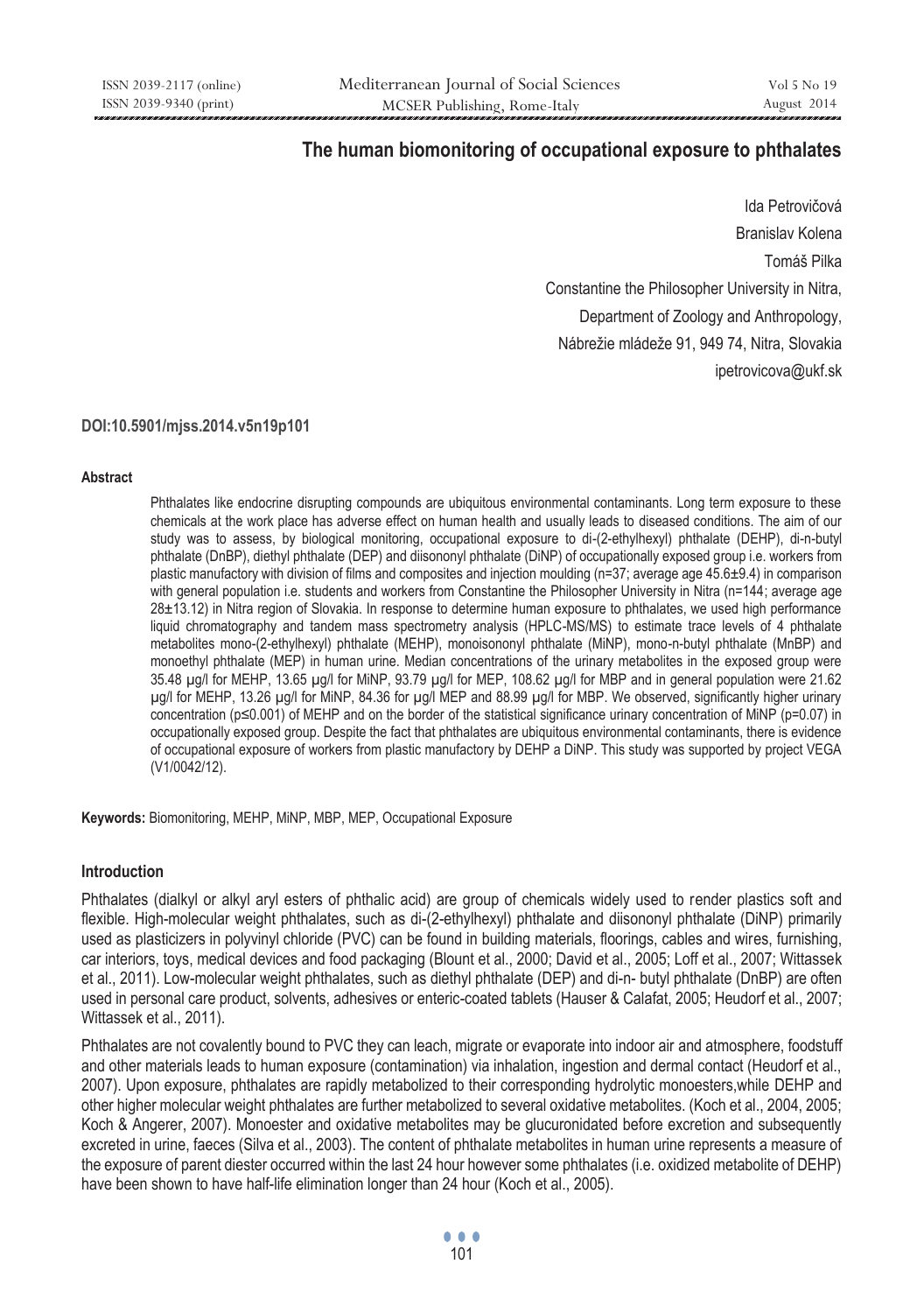# The human biomonitoring of occupational exposure to phthalates

Ida Petrovičová

Branislav Kolena

Tomáš Pilka

Constantine the Philosopher University in Nitra,

Department of Zoology and Anthropology,

Nábrežie mládeže 91, 949 74, Nitra, Slovakia

ipetrovicova@ukf.sk

**DOI:10.5901/mjss.2014.v5n19p101**

#### Abstract

Phthalates like endocrine disrupting compounds are ubiquitous environmental contaminants. Long term exposure to these chemicals at the work place has adverse effect on human health and usually leads to diseased conditions. The aim of our study was to assess, by biological monitoring, occupational exposure to di-(2-ethylhexyl) phthalate (DEHP), di-n-butyl phthalate (DnBP), diethyl phthalate (DEP) and diisononyl phthalate (DiNP) of occupationally exposed group i.e. workers from plastic manufactory with division of films and composites and injection moulding (n=37; average age 45.6±9.4) in comparison with general population i.e. students and workers from Constantine the Philosopher University in Nitra (n=144; average age 28±13.12) in Nitra region of Slovakia. In response to determine human exposure to phthalates, we used high performance liquid chromatography and tandem mass spectrometry analysis (HPLC-MS/MS) to estimate trace levels of 4 phthalate metabolites mono-(2-ethylhexyl) phthalate (MEHP), monoisononyl phthalate (MiNP), mono-n-butyl phthalate (MnBP) and monoethyl phthalate (MEP) in human urine. Median concentrations of the urinary metabolites in the exposed group were 35.48 µg/l for MEHP, 13.65 µg/l for MiNP, 93.79 µg/l for MEP, 108.62 µg/l for MBP and in general population were 21.62 µg/l for MEHP, 13.26 µg/l for MiNP, 84.36 for µg/l MEP and 88.99 µg/l for MBP. We observed, significantly higher urinary concentration ($p \leq 0.001$) of MEHP and on the border of the statistical significance urinary concentration of MiNP ($p=0.07$) in occupationally exposed group. Despite the fact that phthalates are ubiquitous environmental contaminants, there is evidence of occupational exposure of workers from plastic manufactory by DEHP a DiNP. This study was supported by project VEGA (V1/0042/12).

**Keywords:** Biomonitoring, MEHP, MiNP, MBP, MEP, Occupational Exposure

#### Introduction

Phthalates (dialkyl or alkyl aryl esters of phthalic acid) are group of chemicals widely used to render plastics soft and flexible. High-molecular weight phthalates, such as di-(2-ethylhexyl) phthalate and diisononyl phthalate (DiNP) primarily used as plasticizers in polyvinyl chloride (PVC) can be found in building materials, floorings, cables and wires, furnishing, car interiors, toys, medical devices and food packaging (Blount et al., 2000; David et al., 2005; Loff et al., 2007; Wittassek et al., 2011). Low-molecular weight phthalates, such as diethyl phthalate (DEP) and di-n- butyl phthalate (DnBP) are often used in personal care product, solvents, adhesives or enteric-coated tablets (Hauser & Calafat, 2005; Heudorf et al., 2007; Wittassek et al., 2011).

Phthalates are not covalently bound to PVC they can leach, migrate or evaporate into indoor air and atmosphere, foodstuff and other materials leads to human exposure (contamination) via inhalation, ingestion and dermal contact (Heudorf et al., 2007). Upon exposure, phthalates are rapidly metabolized to their corresponding hydrolytic monoesters,while DEHP and other higher molecular weight phthalates are further metabolized to several oxidative metabolites. (Koch et al., 2004, 2005; Koch & Angerer, 2007). Monoester and oxidative metabolites may be glucuronidated before excretion and subsequently excreted in urine, faeces (Silva et al., 2003). The content of phthalate metabolites in human urine represents a measure of the exposure of parent diester occurred within the last 24 hour however some phthalates (i.e. oxidized metabolite of DEHP) have been shown to have half-life elimination longer than 24 hour (Koch et al., 2005).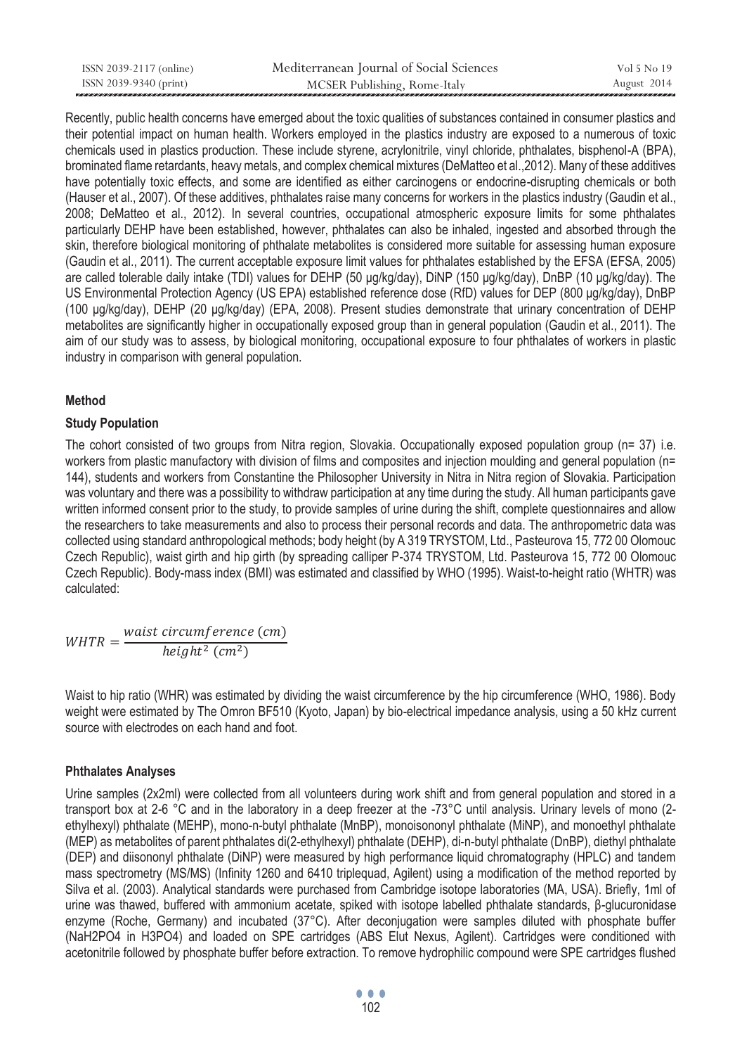Recently, public health concerns have emerged about the toxic qualities of substances contained in consumer plastics and their potential impact on human health. Workers employed in the plastics industry are exposed to a numerous of toxic chemicals used in plastics production. These include styrene, acrylonitrile, vinyl chloride, phthalates, bisphenol-A (BPA), brominated flame retardants, heavy metals, and complex chemical mixtures (DeMatteo et al.,2012). Many of these additives have potentially toxic effects, and some are identified as either carcinogens or endocrine-disrupting chemicals or both (Hauser et al., 2007). Of these additives, phthalates raise many concerns for workers in the plastics industry (Gaudin et al., 2008; DeMatteo et al., 2012). In several countries, occupational atmospheric exposure limits for some phthalates particularly DEHP have been established, however, phthalates can also be inhaled, ingested and absorbed through the skin, therefore biological monitoring of phthalate metabolites is considered more suitable for assessing human exposure (Gaudin et al., 2011). The current acceptable exposure limit values for phthalates established by the EFSA (EFSA, 2005) are called tolerable daily intake (TDI) values for DEHP (50 µg/kg/day), DiNP (150 µg/kg/day), DnBP (10 µg/kg/day). The US Environmental Protection Agency (US EPA) established reference dose (RfD) values for DEP (800 µg/kg/day), DnBP (100 µg/kg/day), DEHP (20 µg/kg/day) (EPA, 2008). Present studies demonstrate that urinary concentration of DEHP metabolites are significantly higher in occupationally exposed group than in general population (Gaudin et al., 2011). The aim of our study was to assess, by biological monitoring, occupational exposure to four phthalates of workers in plastic industry in comparison with general population.

## Method

### Study Population

The cohort consisted of two groups from Nitra region, Slovakia. Occupationally exposed population group (n= 37) i.e. workers from plastic manufactory with division of films and composites and injection moulding and general population (n= 144), students and workers from Constantine the Philosopher University in Nitra in Nitra region of Slovakia. Participation was voluntary and there was a possibility to withdraw participation at any time during the study. All human participants gave written informed consent prior to the study, to provide samples of urine during the shift, complete questionnaires and allow the researchers to take measurements and also to process their personal records and data. The anthropometric data was collected using standard anthropological methods; body height (by A 319 TRYSTOM, Ltd., Pasteurova 15, 772 00 Olomouc Czech Republic), waist girth and hip girth (by spreading calliper P-374 TRYSTOM, Ltd. Pasteurova 15, 772 00 Olomouc Czech Republic). Body-mass index (BMI) was estimated and classified by WHO (1995). Waist-to-height ratio (WHTR) was calculated:

$$WHTR = \frac{waist\ circumference\ (cm)}{height^2\ (cm^2)}$$

Waist to hip ratio (WHR) was estimated by dividing the waist circumference by the hip circumference (WHO, 1986). Body weight were estimated by The Omron BF510 (Kyoto, Japan) by bio-electrical impedance analysis, using a 50 kHz current source with electrodes on each hand and foot.

### Phthalates Analyses

Urine samples (2x2ml) were collected from all volunteers during work shift and from general population and stored in a transport box at 2-6 °C and in the laboratory in a deep freezer at the -73°C until analysis. Urinary levels of mono (2-ethylhexyl) phthalate (MEHP), mono-n-butyl phthalate (MnBP), monoisononyl phthalate (MiNP), and monoethyl phthalate (MEP) as metabolites of parent phthalates di(2-ethylhexyl) phthalate (DEHP), di-n-butyl phthalate (DnBP), diethyl phthalate (DEP) and diisononyl phthalate (DiNP) were measured by high performance liquid chromatography (HPLC) and tandem mass spectrometry (MS/MS) (Infinity 1260 and 6410 triplequad, Agilent) using a modification of the method reported by Silva et al. (2003). Analytical standards were purchased from Cambridge isotope laboratories (MA, USA). Briefly, 1ml of urine was thawed, buffered with ammonium acetate, spiked with isotope labelled phthalate standards, β-glucuronidase enzyme (Roche, Germany) and incubated (37°C). After deconjugation were samples diluted with phosphate buffer ($NaH_2PO_4$ in $H_3PO_4$) and loaded on SPE cartridges (ABS Elut Nexus, Agilent). Cartridges were conditioned with acetonitrile followed by phosphate buffer before extraction. To remove hydrophilic compound were SPE cartridges flushed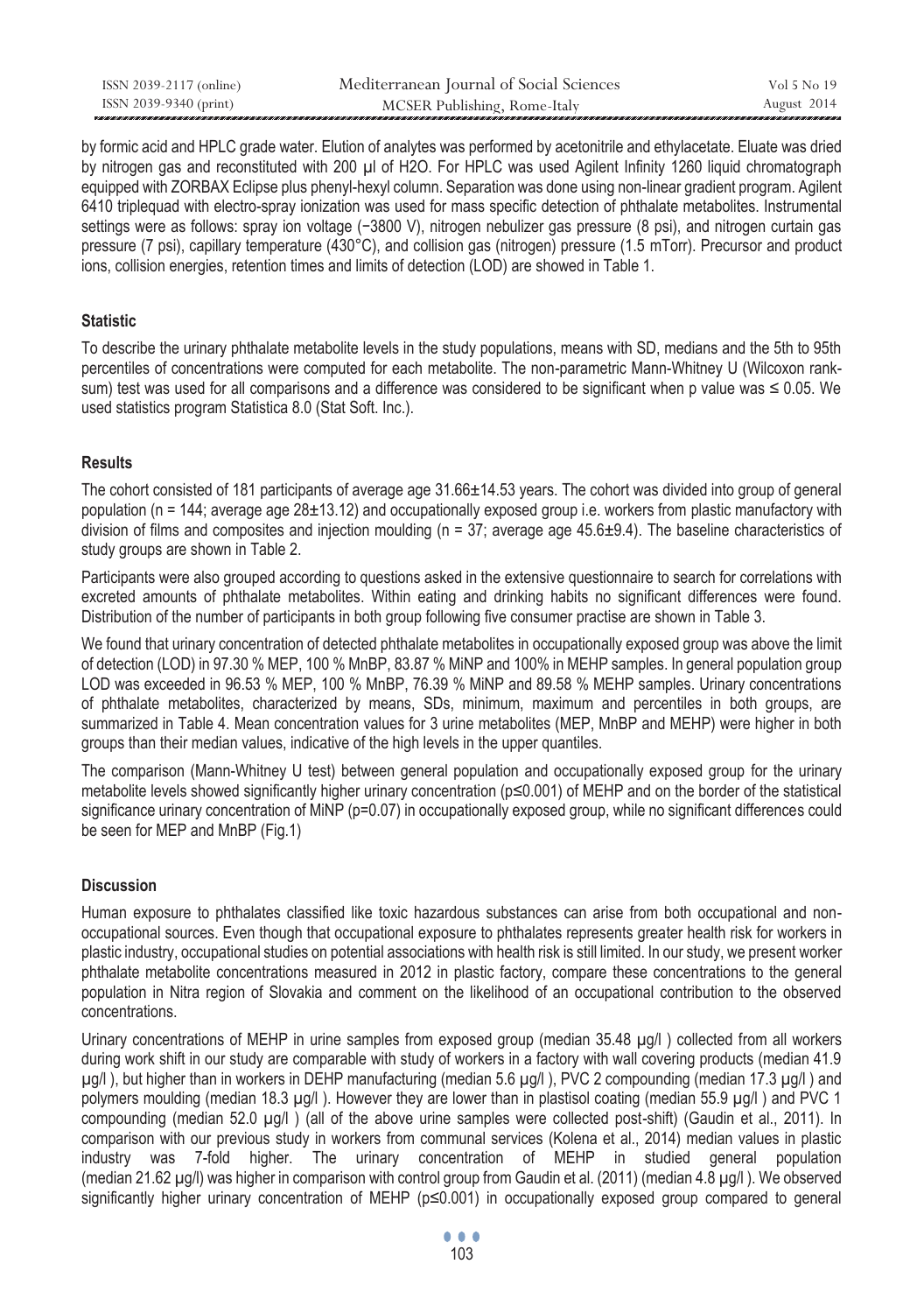by formic acid and HPLC grade water. Elution of analytes was performed by acetonitrile and ethylacetate. Eluate was dried by nitrogen gas and reconstituted with 200 µl of $H_2O$. For HPLC was used Agilent Infinity 1260 liquid chromatograph equipped with ZORBAX Eclipse plus phenyl-hexyl column. Separation was done using non-linear gradient program. Agilent 6410 triplequad with electro-spray ionization was used for mass specific detection of phthalate metabolites. Instrumental settings were as follows: spray ion voltage (−3800 V), nitrogen nebulizer gas pressure (8 psi), and nitrogen curtain gas pressure (7 psi), capillary temperature (430°C), and collision gas (nitrogen) pressure (1.5 mTorr). Precursor and product ions, collision energies, retention times and limits of detection (LOD) are showed in Table 1.

### Statistic

To describe the urinary phthalate metabolite levels in the study populations, means with SD, medians and the 5th to 95th percentiles of concentrations were computed for each metabolite. The non-parametric Mann-Whitney U (Wilcoxon rank-sum) test was used for all comparisons and a difference was considered to be significant when p value was ≤ 0.05. We used statistics program Statistica 8.0 (Stat Soft. Inc.).

### Results

The cohort consisted of 181 participants of average age 31.66±14.53 years. The cohort was divided into group of general population (n = 144; average age 28±13.12) and occupationally exposed group i.e. workers from plastic manufactory with division of films and composites and injection moulding (n = 37; average age 45.6±9.4). The baseline characteristics of study groups are shown in Table 2.

Participants were also grouped according to questions asked in the extensive questionnaire to search for correlations with excreted amounts of phthalate metabolites. Within eating and drinking habits no significant differences were found. Distribution of the number of participants in both group following five consumer practise are shown in Table 3.

We found that urinary concentration of detected phthalate metabolites in occupationally exposed group was above the limit of detection (LOD) in 97.30 % MEP, 100 % MnBP, 83.87 % MiNP and 100% in MEHP samples. In general population group LOD was exceeded in 96.53 % MEP, 100 % MnBP, 76.39 % MiNP and 89.58 % MEHP samples. Urinary concentrations of phthalate metabolites, characterized by means, SDs, minimum, maximum and percentiles in both groups, are summarized in Table 4. Mean concentration values for 3 urine metabolites (MEP, MnBP and MEHP) were higher in both groups than their median values, indicative of the high levels in the upper quantiles.

The comparison (Mann-Whitney U test) between general population and occupationally exposed group for the urinary metabolite levels showed significantly higher urinary concentration (p≤0.001) of MEHP and on the border of the statistical significance urinary concentration of MiNP (p=0.07) in occupationally exposed group, while no significant differences could be seen for MEP and MnBP (Fig.1)

### Discussion

Human exposure to phthalates classified like toxic hazardous substances can arise from both occupational and non-occupational sources. Even though that occupational exposure to phthalates represents greater health risk for workers in plastic industry, occupational studies on potential associations with health risk is still limited. In our study, we present worker phthalate metabolite concentrations measured in 2012 in plastic factory, compare these concentrations to the general population in Nitra region of Slovakia and comment on the likelihood of an occupational contribution to the observed concentrations.

Urinary concentrations of MEHP in urine samples from exposed group (median 35.48 µg/l ) collected from all workers during work shift in our study are comparable with study of workers in a factory with wall covering products (median 41.9 µg/l ), but higher than in workers in DEHP manufacturing (median 5.6 µg/l ), PVC 2 compounding (median 17.3 µg/l ) and polymers moulding (median 18.3 µg/l ). However they are lower than in plastisol coating (median 55.9 µg/l ) and PVC 1 compounding (median 52.0 µg/l ) (all of the above urine samples were collected post-shift) (Gaudin et al., 2011). In comparison with our previous study in workers from communal services (Kolena et al., 2014) median values in plastic industry was 7-fold higher. The urinary concentration of MEHP in studied general population (median 21.62 µg/l) was higher in comparison with control group from Gaudin et al. (2011) (median 4.8 µg/l ). We observed significantly higher urinary concentration of MEHP (p≤0.001) in occupationally exposed group compared to general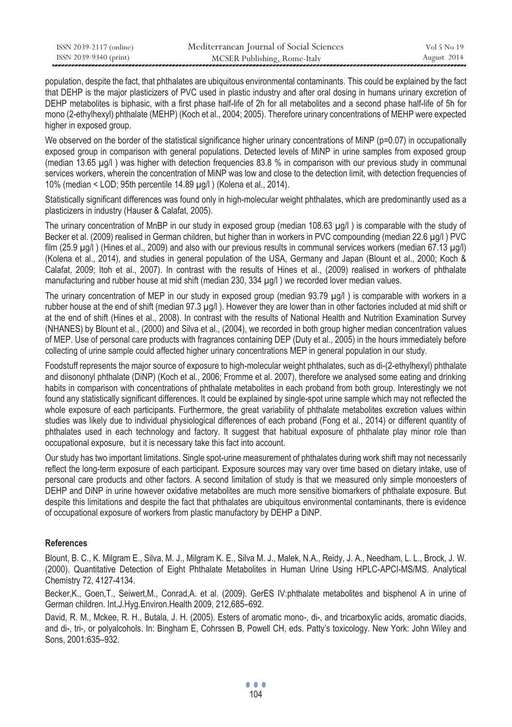population, despite the fact, that phthalates are ubiquitous environmental contaminants. This could be explained by the fact that DEHP is the major plasticizers of PVC used in plastic industry and after oral dosing in humans urinary excretion of DEHP metabolites is biphasic, with a first phase half-life of 2h for all metabolites and a second phase half-life of 5h for mono (2-ethylhexyl) phthalate (MEHP) (Koch et al., 2004; 2005). Therefore urinary concentrations of MEHP were expected higher in exposed group.

We observed on the border of the statistical significance higher urinary concentrations of MiNP ($p=0.07$) in occupationally exposed group in comparison with general populations. Detected levels of MiNP in urine samples from exposed group (median 13.65 µg/l ) was higher with detection frequencies 83.8 % in comparison with our previous study in communal services workers, wherein the concentration of MiNP was low and close to the detection limit, with detection frequencies of 10% (median < LOD; 95th percentile 14.89 µg/l ) (Kolena et al., 2014).

Statistically significant differences was found only in high-molecular weight phthalates, which are predominantly used as a plasticizers in industry (Hauser & Calafat, 2005).

The urinary concentration of MnBP in our study in exposed group (median 108.63 µg/l ) is comparable with the study of Becker et al. (2009) realised in German children, but higher than in workers in PVC compounding (median 22.6 µg/l ) PVC film (25.9 µg/l ) (Hines et al., 2009) and also with our previous results in communal services workers (median 67.13 µg/l) (Kolena et al., 2014), and studies in general population of the USA, Germany and Japan (Blount et al., 2000; Koch & Calafat, 2009; Itoh et al., 2007). In contrast with the results of Hines et al., (2009) realised in workers of phthalate manufacturing and rubber house at mid shift (median 230, 334 µg/l ) we recorded lover median values.

The urinary concentration of MEP in our study in exposed group (median 93.79 µg/l ) is comparable with workers in a rubber house at the end of shift (median 97.3 µg/l ). However they are lower than in other factories included at mid shift or at the end of shift (Hines et al., 2008). In contrast with the results of National Health and Nutrition Examination Survey (NHANES) by Blount et al., (2000) and Silva et al., (2004), we recorded in both group higher median concentration values of MEP. Use of personal care products with fragrances containing DEP (Duty et al., 2005) in the hours immediately before collecting of urine sample could affected higher urinary concentrations MEP in general population in our study.

Foodstuff represents the major source of exposure to high-molecular weight phthalates, such as di-(2-ethylhexyl) phthalate and diisononyl phthalate (DiNP) (Koch et al., 2006; Fromme et al. 2007), therefore we analysed some eating and drinking habits in comparison with concentrations of phthalate metabolites in each proband from both group. Interestingly we not found any statistically significant differences. It could be explained by single-spot urine sample which may not reflected the whole exposure of each participants. Furthermore, the great variability of phthalate metabolites excretion values within studies was likely due to individual physiological differences of each proband (Fong et al., 2014) or different quantity of phthalates used in each technology and factory. It suggest that habitual exposure of phthalate play minor role than occupational exposure, but it is necessary take this fact into account.

Our study has two important limitations. Single spot-urine measurement of phthalates during work shift may not necessarily reflect the long-term exposure of each participant. Exposure sources may vary over time based on dietary intake, use of personal care products and other factors. A second limitation of study is that we measured only simple monoesters of DEHP and DiNP in urine however oxidative metabolites are much more sensitive biomarkers of phthalate exposure. But despite this limitations and despite the fact that phthalates are ubiquitous environmental contaminants, there is evidence of occupational exposure of workers from plastic manufactory by DEHP a DiNP.

## References

Blount, B. C., K. Milgram E., Silva, M. J., Milgram K. E., Silva M. J., Malek, N.A., Reidy, J. A., Needham, L. L., Brock, J. W. (2000). Quantitative Detection of Eight Phthalate Metabolites in Human Urine Using HPLC-APCI-MS/MS. Analytical Chemistry 72, 4127-4134.

Becker,K., Goen,T., Seiwert,M., Conrad,A. et al. (2009). GerES IV:phthalate metabolites and bisphenol A in urine of German children. Int.J.Hyg.Environ.Health 2009, 212,685–692.

David, R. M., Mckee, R. H., Butala, J. H. (2005). Esters of aromatic mono-, di-, and tricarboxylic acids, aromatic diacids, and di-, tri-, or polyalcohols. In: Bingham E, Cohrssen B, Powell CH, eds. Patty's toxicology. New York: John Wiley and Sons, 2001:635–932.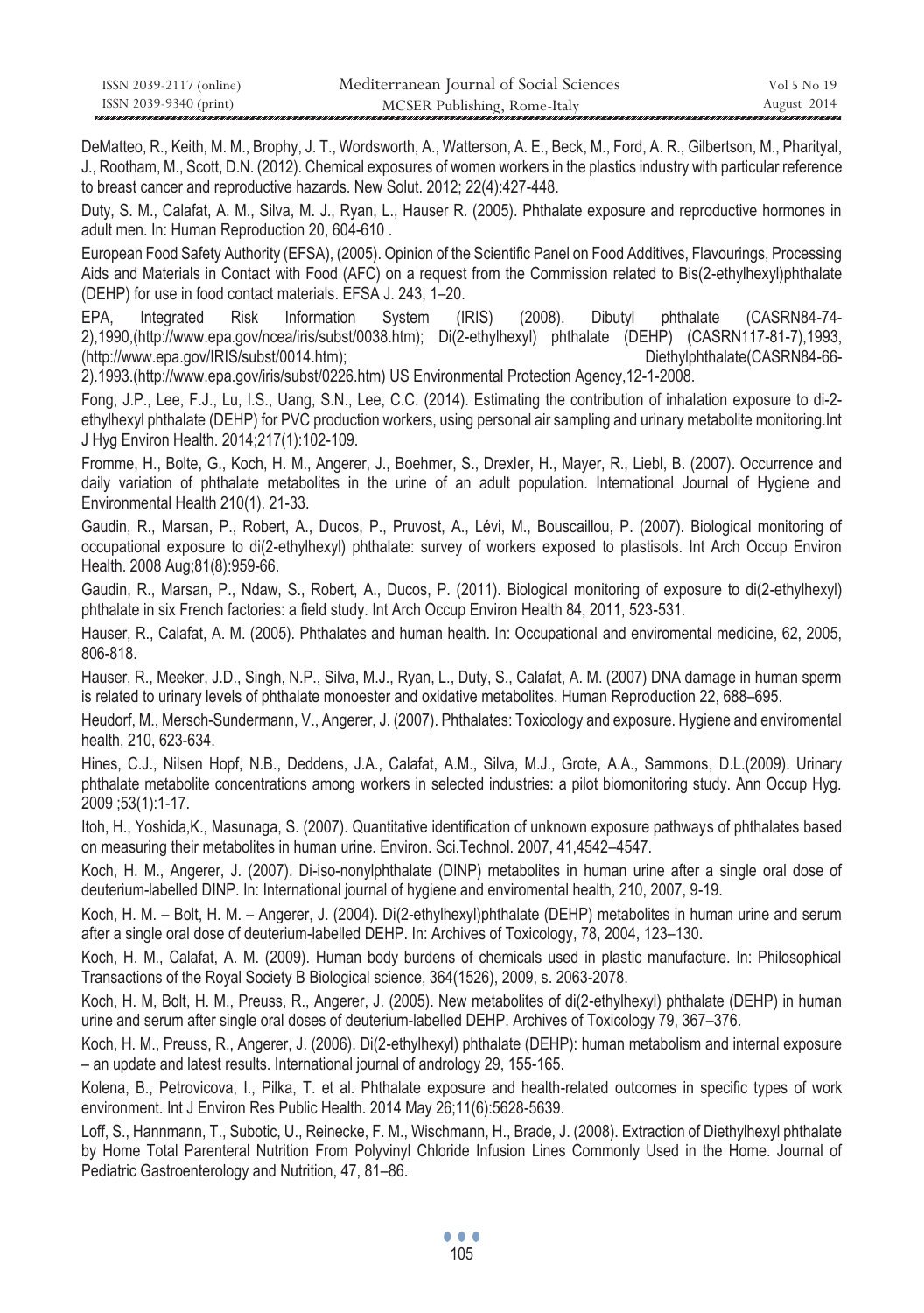DeMatteo, R., Keith, M. M., Brophy, J. T., Wordsworth, A., Watterson, A. E., Beck, M., Ford, A. R., Gilbertson, M., Pharityal, J., Rootham, M., Scott, D.N. (2012). Chemical exposures of women workers in the plastics industry with particular reference to breast cancer and reproductive hazards. New Solut. 2012; 22(4):427-448.

Duty, S. M., Calafat, A. M., Silva, M. J., Ryan, L., Hauser R. (2005). Phthalate exposure and reproductive hormones in adult men. In: Human Reproduction 20, 604-610 .

European Food Safety Authority (EFSA), (2005). Opinion of the Scientific Panel on Food Additives, Flavourings, Processing Aids and Materials in Contact with Food (AFC) on a request from the Commission related to Bis(2-ethylhexyl)phthalate (DEHP) for use in food contact materials. EFSA J. 243, 1–20.

EPA, Integrated Risk Information System (IRIS) (2008). Dibutyl phthalate (CASRN84-74-2),1990,(http://www.epa.gov/ncea/iris/subst/0038.htm); Di(2-ethylhexyl) phthalate (DEHP) (CASRN117-81-7),1993, (http://www.epa.gov/IRIS/subst/0014.htm); Diethylphthalate(CASRN84-66-2).1993.(http://www.epa.gov/iris/subst/0226.htm) US Environmental Protection Agency,12-1-2008.

Fong, J.P., Lee, F.J., Lu, I.S., Uang, S.N., Lee, C.C. (2014). Estimating the contribution of inhalation exposure to di-2-ethylhexyl phthalate (DEHP) for PVC production workers, using personal air sampling and urinary metabolite monitoring.Int J Hyg Environ Health. 2014;217(1):102-109.

Fromme, H., Bolte, G., Koch, H. M., Angerer, J., Boehmer, S., Drexler, H., Mayer, R., Liebl, B. (2007). Occurrence and daily variation of phthalate metabolites in the urine of an adult population. International Journal of Hygiene and Environmental Health 210(1). 21-33.

Gaudin, R., Marsan, P., Robert, A., Ducos, P., Pruvost, A., Lévi, M., Bouscaillou, P. (2007). Biological monitoring of occupational exposure to di(2-ethylhexyl) phthalate: survey of workers exposed to plastisols. Int Arch Occup Environ Health. 2008 Aug;81(8):959-66.

Gaudin, R., Marsan, P., Ndaw, S., Robert, A., Ducos, P. (2011). Biological monitoring of exposure to di(2-ethylhexyl) phthalate in six French factories: a field study. Int Arch Occup Environ Health 84, 2011, 523-531.

Hauser, R., Calafat, A. M. (2005). Phthalates and human health. In: Occupational and enviromental medicine, 62, 2005, 806-818.

Hauser, R., Meeker, J.D., Singh, N.P., Silva, M.J., Ryan, L., Duty, S., Calafat, A. M. (2007) DNA damage in human sperm is related to urinary levels of phthalate monoester and oxidative metabolites. Human Reproduction 22, 688–695.

Heudorf, M., Mersch-Sundermann, V., Angerer, J. (2007). Phthalates: Toxicology and exposure. Hygiene and enviromental health, 210, 623-634.

Hines, C.J., Nilsen Hopf, N.B., Deddens, J.A., Calafat, A.M., Silva, M.J., Grote, A.A., Sammons, D.L.(2009). Urinary phthalate metabolite concentrations among workers in selected industries: a pilot biomonitoring study. Ann Occup Hyg. 2009 ;53(1):1-17.

Itoh, H., Yoshida,K., Masunaga, S. (2007). Quantitative identification of unknown exposure pathways of phthalates based on measuring their metabolites in human urine. Environ. Sci.Technol. 2007, 41,4542–4547.

Koch, H. M., Angerer, J. (2007). Di-iso-nonylphthalate (DINP) metabolites in human urine after a single oral dose of deuterium-labelled DINP. In: International journal of hygiene and enviromental health, 210, 2007, 9-19.

Koch, H. M. – Bolt, H. M. – Angerer, J. (2004). Di(2-ethylhexyl)phthalate (DEHP) metabolites in human urine and serum after a single oral dose of deuterium-labelled DEHP. In: Archives of Toxicology, 78, 2004, 123–130.

Koch, H. M., Calafat, A. M. (2009). Human body burdens of chemicals used in plastic manufacture. In: Philosophical Transactions of the Royal Society B Biological science, 364(1526), 2009, s. 2063-2078.

Koch, H. M, Bolt, H. M., Preuss, R., Angerer, J. (2005). New metabolites of di(2-ethylhexyl) phthalate (DEHP) in human urine and serum after single oral doses of deuterium-labelled DEHP. Archives of Toxicology 79, 367–376.

Koch, H. M., Preuss, R., Angerer, J. (2006). Di(2-ethylhexyl) phthalate (DEHP): human metabolism and internal exposure – an update and latest results. International journal of andrology 29, 155-165.

Kolena, B., Petrovicova, I., Pilka, T. et al. Phthalate exposure and health-related outcomes in specific types of work environment. Int J Environ Res Public Health. 2014 May 26;11(6):5628-5639.

Loff, S., Hannmann, T., Subotic, U., Reinecke, F. M., Wischmann, H., Brade, J. (2008). Extraction of Diethylhexyl phthalate by Home Total Parenteral Nutrition From Polyvinyl Chloride Infusion Lines Commonly Used in the Home. Journal of Pediatric Gastroenterology and Nutrition, 47, 81–86.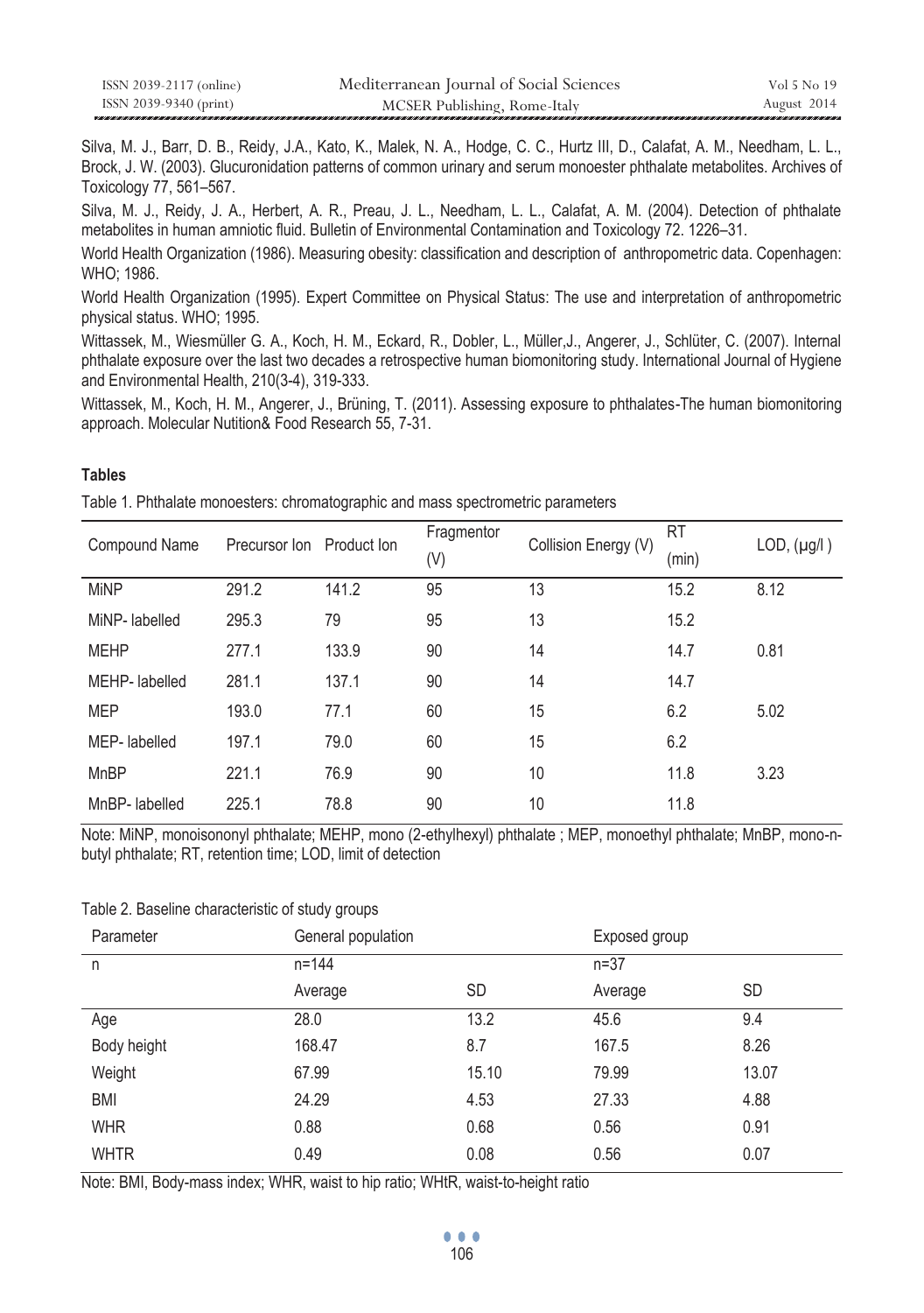Silva, M. J., Barr, D. B., Reidy, J.A., Kato, K., Malek, N. A., Hodge, C. C., Hurtz III, D., Calafat, A. M., Needham, L. L., Brock, J. W. (2003). Glucuronidation patterns of common urinary and serum monoester phthalate metabolites. Archives of Toxicology 77, 561–567.

Silva, M. J., Reidy, J. A., Herbert, A. R., Preau, J. L., Needham, L. L., Calafat, A. M. (2004). Detection of phthalate metabolites in human amniotic fluid. Bulletin of Environmental Contamination and Toxicology 72. 1226–31.

World Health Organization (1986). Measuring obesity: classification and description of anthropometric data. Copenhagen: WHO; 1986.

World Health Organization (1995). Expert Committee on Physical Status: The use and interpretation of anthropometric physical status. WHO; 1995.

Wittassek, M., Wiesmüller G. A., Koch, H. M., Eckard, R., Dobler, L., Müller,J., Angerer, J., Schlüter, C. (2007). Internal phthalate exposure over the last two decades a retrospective human biomonitoring study. International Journal of Hygiene and Environmental Health, 210(3-4), 319-333.

Wittassek, M., Koch, H. M., Angerer, J., Brüning, T. (2011). Assessing exposure to phthalates-The human biomonitoring approach. Molecular Nutition& Food Research 55, 7-31.

## Tables

Table 1. Phthalate monoesters: chromatographic and mass spectrometric parameters

| Compound Name | Precursor Ion | Product Ion | Fragmentor (V) | Collision Energy (V) | RT (min) | LOD, (µg/l ) |
|---|---|---|---|---|---|---|
| MiNP | 291.2 | 141.2 | 95 | 13 | 15.2 | 8.12 |
| MiNP- labelled | 295.3 | 79 | 95 | 13 | 15.2 | |
| MEHP | 277.1 | 133.9 | 90 | 14 | 14.7 | 0.81 |
| MEHP- labelled | 281.1 | 137.1 | 90 | 14 | 14.7 | |
| MEP | 193.0 | 77.1 | 60 | 15 | 6.2 | 5.02 |
| MEP- labelled | 197.1 | 79.0 | 60 | 15 | 6.2 | |
| MnBP | 221.1 | 76.9 | 90 | 10 | 11.8 | 3.23 |
| MnBP- labelled | 225.1 | 78.8 | 90 | 10 | 11.8 | |

Note: MiNP, monoisononyl phthalate; MEHP, mono (2-ethylhexyl) phthalate ; MEP, monoethyl phthalate; MnBP, mono-n-butyl phthalate; RT, retention time; LOD, limit of detection

Table 2. Baseline characteristic of study groups

| Parameter | General population | | Exposed group | |
|---|---|---|---|---|
| n | n=144 | | n=37 | |
| | Average | SD | Average | SD |
| Age | 28.0 | 13.2 | 45.6 | 9.4 |
| Body height | 168.47 | 8.7 | 167.5 | 8.26 |
| Weight | 67.99 | 15.10 | 79.99 | 13.07 |
| BMI | 24.29 | 4.53 | 27.33 | 4.88 |
| WHR | 0.88 | 0.68 | 0.56 | 0.91 |
| WHTR | 0.49 | 0.08 | 0.56 | 0.07 |

Note: BMI, Body-mass index; WHR, waist to hip ratio; WHtR, waist-to-height ratio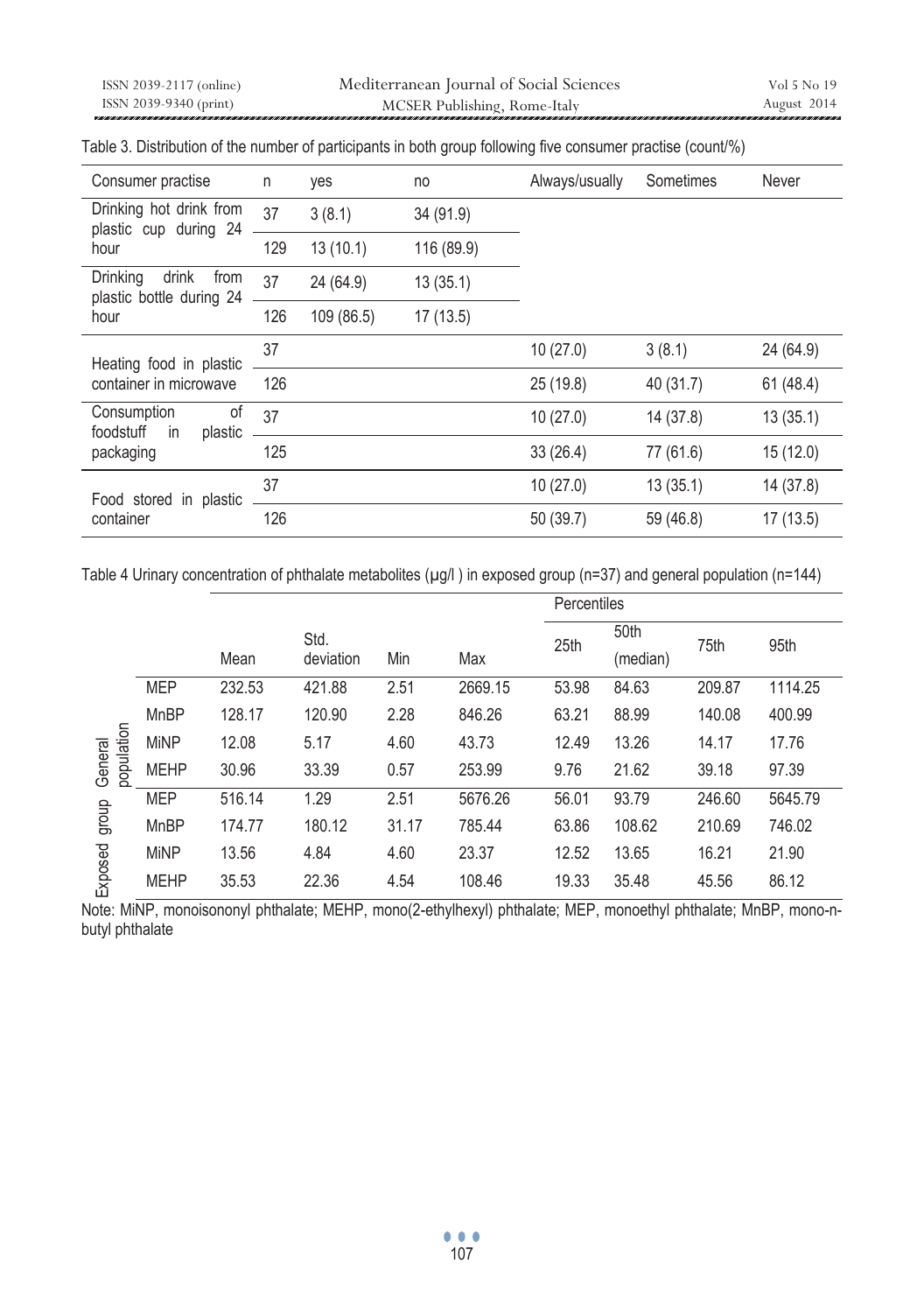Table 3. Distribution of the number of participants in both group following five consumer practise (count/%)

| Consumer practise | n | yes | no | Always/usually | Sometimes | Never |
|---|---|---|---|---|---|---|
| Drinking hot drink from plastic cup during 24 hour | 37 | 3 (8.1) | 34 (91.9) | | | |
| | 129 | 13 (10.1) | 116 (89.9) | | | |
| Drinking drink from plastic bottle during 24 hour | 37 | 24 (64.9) | 13 (35.1) | | | |
| | 126 | 109 (86.5) | 17 (13.5) | | | |
| Heating food in plastic container in microwave | 37 | | | 10 (27.0) | 3 (8.1) | 24 (64.9) |
| | 126 | | | 25 (19.8) | 40 (31.7) | 61 (48.4) |
| Consumption of foodstuff in plastic packaging | 37 | | | 10 (27.0) | 14 (37.8) | 13 (35.1) |
| | 125 | | | 33 (26.4) | 77 (61.6) | 15 (12.0) |
| Food stored in plastic container | 37 | | | 10 (27.0) | 13 (35.1) | 14 (37.8) |
| | 126 | | | 50 (39.7) | 59 (46.8) | 17 (13.5) |

Table 4 Urinary concentration of phthalate metabolites (µg/l ) in exposed group (n=37) and general population (n=144)

| | | | | | | Percentiles | | | |
|---|---|---|---|---|---|---|---|---|---|
| | | Mean | Std. deviation | Min | Max | 25th | 50th (median) | 75th | 95th |
| General population | MEP | 232.53 | 421.88 | 2.51 | 2669.15 | 53.98 | 84.63 | 209.87 | 1114.25 |
| | MnBP | 128.17 | 120.90 | 2.28 | 846.26 | 63.21 | 88.99 | 140.08 | 400.99 |
| | MiNP | 12.08 | 5.17 | 4.60 | 43.73 | 12.49 | 13.26 | 14.17 | 17.76 |
| | MEHP | 30.96 | 33.39 | 0.57 | 253.99 | 9.76 | 21.62 | 39.18 | 97.39 |
| Exposed group | MEP | 516.14 | 1.29 | 2.51 | 5676.26 | 56.01 | 93.79 | 246.60 | 5645.79 |
| | MnBP | 174.77 | 180.12 | 31.17 | 785.44 | 63.86 | 108.62 | 210.69 | 746.02 |
| | MiNP | 13.56 | 4.84 | 4.60 | 23.37 | 12.52 | 13.65 | 16.21 | 21.90 |
| | MEHP | 35.53 | 22.36 | 4.54 | 108.46 | 19.33 | 35.48 | 45.56 | 86.12 |

Note: MiNP, monoisononyl phthalate; MEHP, mono(2-ethylhexyl) phthalate; MEP, monoethyl phthalate; MnBP, mono-n-butyl phthalate